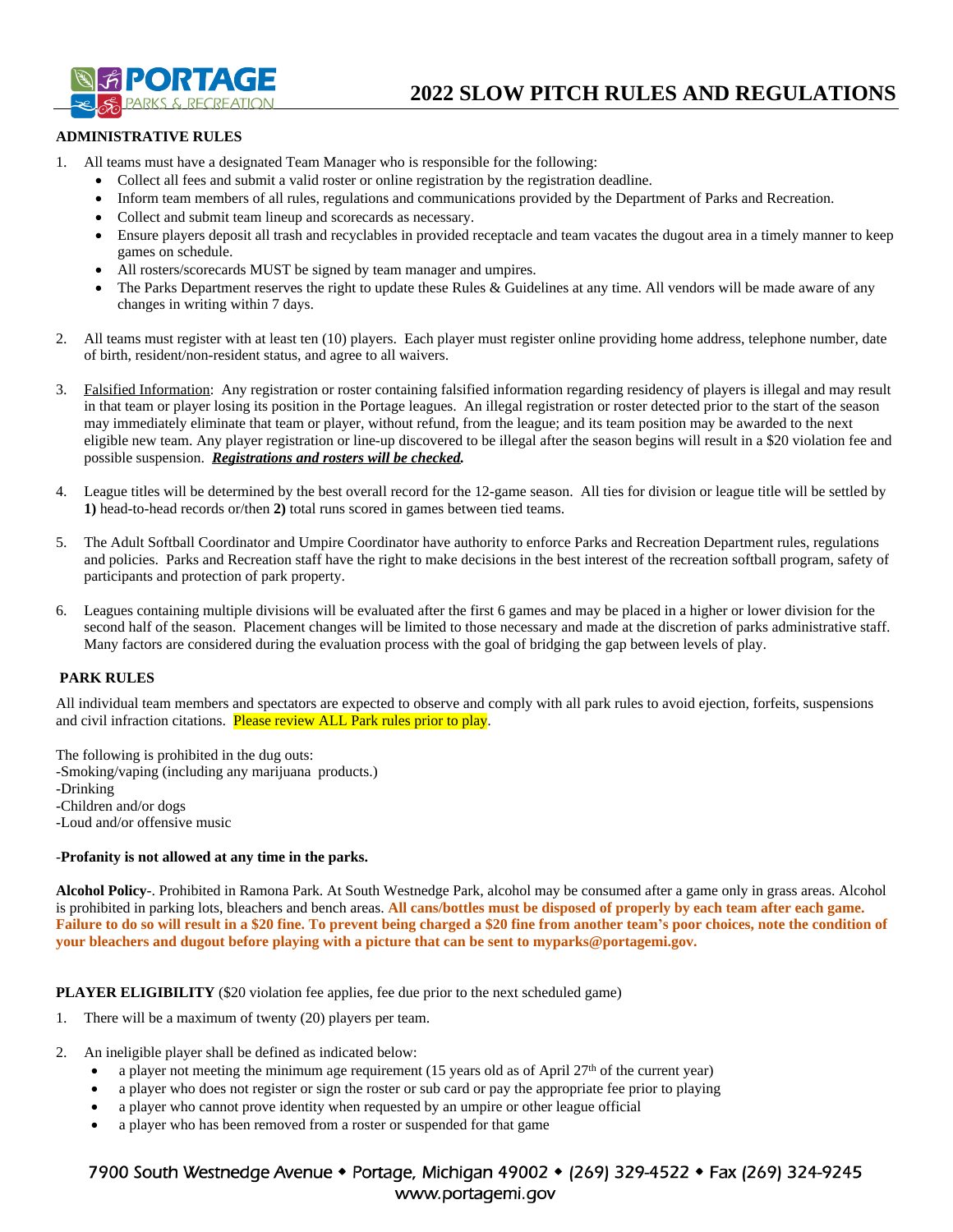PORTAGE PARKS & RECREATION

# 2022 SLOW PITCH RULES AND REGULATIONS

## ADMINISTRATIVE RULES

1. All teams must have a designated Team Manager who is responsible for the following:
   - Collect all fees and submit a valid roster or online registration by the registration deadline.
   - Inform team members of all rules, regulations and communications provided by the Department of Parks and Recreation.
   - Collect and submit team lineup and scorecards as necessary.
   - Ensure players deposit all trash and recyclables in provided receptacle and team vacates the dugout area in a timely manner to keep games on schedule.
   - All rosters/scorecards MUST be signed by team manager and umpires.
   - The Parks Department reserves the right to update these Rules & Guidelines at any time. All vendors will be made aware of any changes in writing within 7 days.

2. All teams must register with at least ten (10) players. Each player must register online providing home address, telephone number, date of birth, resident/non-resident status, and agree to all waivers.

3. Falsified Information: Any registration or roster containing falsified information regarding residency of players is illegal and may result in that team or player losing its position in the Portage leagues. An illegal registration or roster detected prior to the start of the season may immediately eliminate that team or player, without refund, from the league; and its team position may be awarded to the next eligible new team. Any player registration or line-up discovered to be illegal after the season begins will result in a $20 violation fee and possible suspension. ***Registrations and rosters will be checked.***

4. League titles will be determined by the best overall record for the 12-game season. All ties for division or league title will be settled by **1)** head-to-head records or/then **2)** total runs scored in games between tied teams.

5. The Adult Softball Coordinator and Umpire Coordinator have authority to enforce Parks and Recreation Department rules, regulations and policies. Parks and Recreation staff have the right to make decisions in the best interest of the recreation softball program, safety of participants and protection of park property.

6. Leagues containing multiple divisions will be evaluated after the first 6 games and may be placed in a higher or lower division for the second half of the season. Placement changes will be limited to those necessary and made at the discretion of parks administrative staff. Many factors are considered during the evaluation process with the goal of bridging the gap between levels of play.

## PARK RULES

All individual team members and spectators are expected to observe and comply with all park rules to avoid ejection, forfeits, suspensions and civil infraction citations. Please review ALL Park rules prior to play.

The following is prohibited in the dug outs:
-Smoking/vaping (including any marijuana products.)
-Drinking
-Children and/or dogs
-Loud and/or offensive music

-**Profanity is not allowed at any time in the parks.**

**Alcohol Policy**-. Prohibited in Ramona Park. At South Westnedge Park, alcohol may be consumed after a game only in grass areas. Alcohol is prohibited in parking lots, bleachers and bench areas. **All cans/bottles must be disposed of properly by each team after each game. Failure to do so will result in a $20 fine. To prevent being charged a $20 fine from another team's poor choices, note the condition of your bleachers and dugout before playing with a picture that can be sent to myparks@portagemi.gov.**

**PLAYER ELIGIBILITY** ($20 violation fee applies, fee due prior to the next scheduled game)

1. There will be a maximum of twenty (20) players per team.

2. An ineligible player shall be defined as indicated below:
   - a player not meeting the minimum age requirement (15 years old as of April 27th of the current year)
   - a player who does not register or sign the roster or sub card or pay the appropriate fee prior to playing
   - a player who cannot prove identity when requested by an umpire or other league official
   - a player who has been removed from a roster or suspended for that game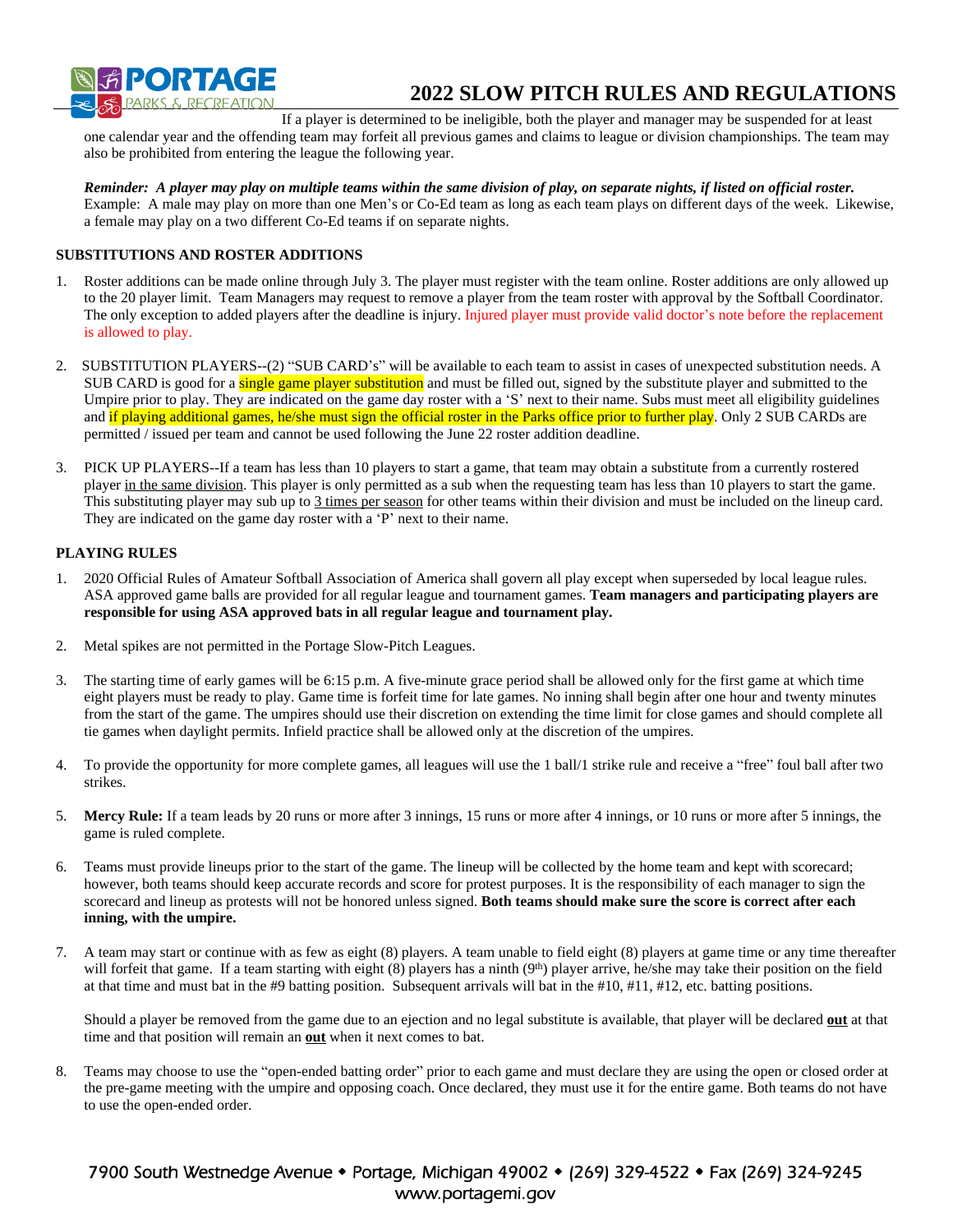If a player is determined to be ineligible, both the player and manager may be suspended for at least one calendar year and the offending team may forfeit all previous games and claims to league or division championships. The team may also be prohibited from entering the league the following year.

***Reminder: A player may play on multiple teams within the same division of play, on separate nights, if listed on official roster.*** Example: A male may play on more than one Men's or Co-Ed team as long as each team plays on different days of the week. Likewise, a female may play on a two different Co-Ed teams if on separate nights.

**SUBSTITUTIONS AND ROSTER ADDITIONS**

1. Roster additions can be made online through July 3. The player must register with the team online. Roster additions are only allowed up to the 20 player limit. Team Managers may request to remove a player from the team roster with approval by the Softball Coordinator. The only exception to added players after the deadline is injury. Injured player must provide valid doctor's note before the replacement is allowed to play.

2. SUBSTITUTION PLAYERS--(2) "SUB CARD's" will be available to each team to assist in cases of unexpected substitution needs. A SUB CARD is good for a single game player substitution and must be filled out, signed by the substitute player and submitted to the Umpire prior to play. They are indicated on the game day roster with a 'S' next to their name. Subs must meet all eligibility guidelines and if playing additional games, he/she must sign the official roster in the Parks office prior to further play. Only 2 SUB CARDs are permitted / issued per team and cannot be used following the June 22 roster addition deadline.

3. PICK UP PLAYERS--If a team has less than 10 players to start a game, that team may obtain a substitute from a currently rostered player in the same division. This player is only permitted as a sub when the requesting team has less than 10 players to start the game. This substituting player may sub up to 3 times per season for other teams within their division and must be included on the lineup card. They are indicated on the game day roster with a 'P' next to their name.

**PLAYING RULES**

1. 2020 Official Rules of Amateur Softball Association of America shall govern all play except when superseded by local league rules. ASA approved game balls are provided for all regular league and tournament games. **Team managers and participating players are responsible for using ASA approved bats in all regular league and tournament play.**

2. Metal spikes are not permitted in the Portage Slow-Pitch Leagues.

3. The starting time of early games will be 6:15 p.m. A five-minute grace period shall be allowed only for the first game at which time eight players must be ready to play. Game time is forfeit time for late games. No inning shall begin after one hour and twenty minutes from the start of the game. The umpires should use their discretion on extending the time limit for close games and should complete all tie games when daylight permits. Infield practice shall be allowed only at the discretion of the umpires.

4. To provide the opportunity for more complete games, all leagues will use the 1 ball/1 strike rule and receive a "free" foul ball after two strikes.

5. **Mercy Rule:** If a team leads by 20 runs or more after 3 innings, 15 runs or more after 4 innings, or 10 runs or more after 5 innings, the game is ruled complete.

6. Teams must provide lineups prior to the start of the game. The lineup will be collected by the home team and kept with scorecard; however, both teams should keep accurate records and score for protest purposes. It is the responsibility of each manager to sign the scorecard and lineup as protests will not be honored unless signed. **Both teams should make sure the score is correct after each inning, with the umpire.**

7. A team may start or continue with as few as eight (8) players. A team unable to field eight (8) players at game time or any time thereafter will forfeit that game. If a team starting with eight (8) players has a ninth (9th) player arrive, he/she may take their position on the field at that time and must bat in the #9 batting position. Subsequent arrivals will bat in the #10, #11, #12, etc. batting positions.

   Should a player be removed from the game due to an ejection and no legal substitute is available, that player will be declared **out** at that time and that position will remain an **out** when it next comes to bat.

8. Teams may choose to use the "open-ended batting order" prior to each game and must declare they are using the open or closed order at the pre-game meeting with the umpire and opposing coach. Once declared, they must use it for the entire game. Both teams do not have to use the open-ended order.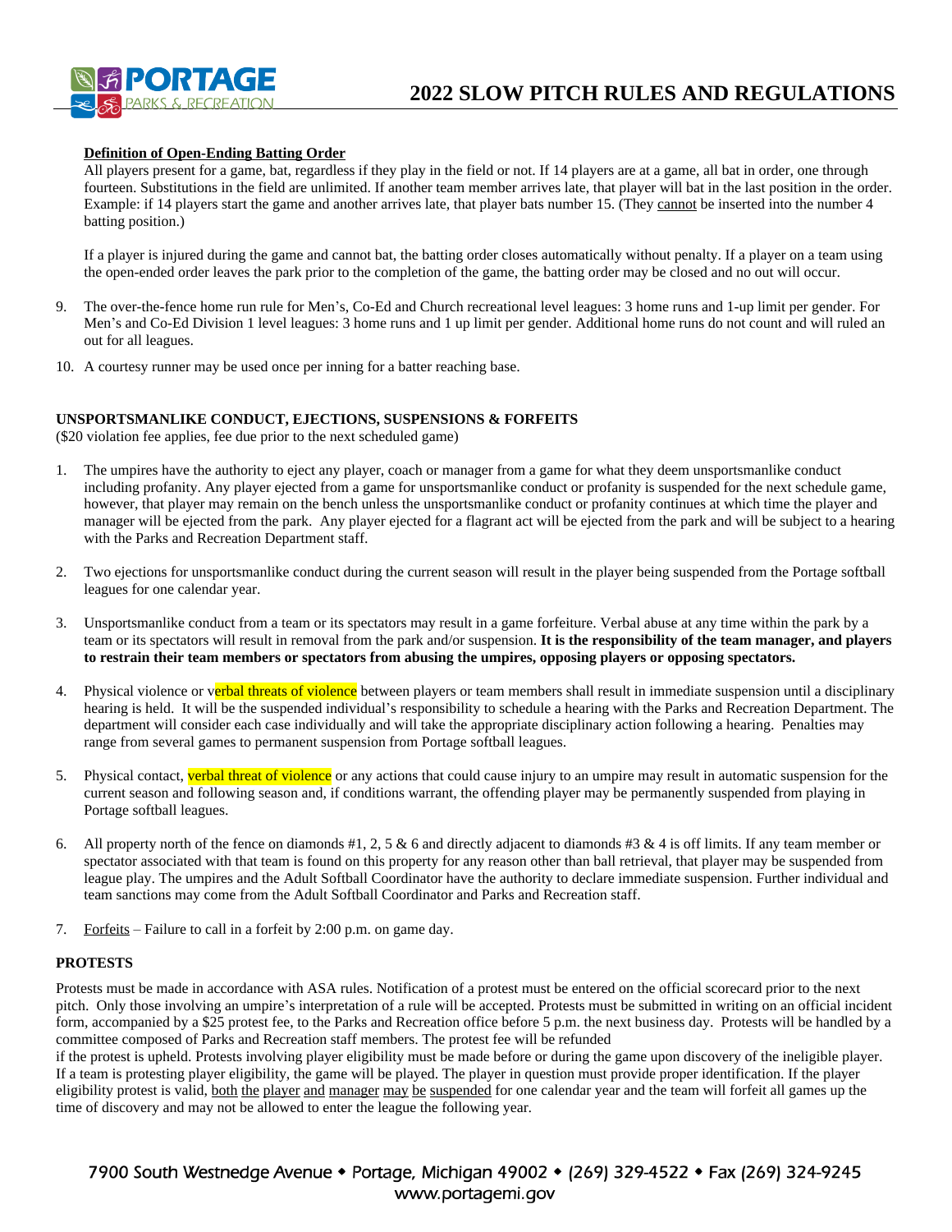**Definition of Open-Ending Batting Order**

All players present for a game, bat, regardless if they play in the field or not. If 14 players are at a game, all bat in order, one through fourteen. Substitutions in the field are unlimited. If another team member arrives late, that player will bat in the last position in the order. Example: if 14 players start the game and another arrives late, that player bats number 15. (They cannot be inserted into the number 4 batting position.)

If a player is injured during the game and cannot bat, the batting order closes automatically without penalty. If a player on a team using the open-ended order leaves the park prior to the completion of the game, the batting order may be closed and no out will occur.

9. The over-the-fence home run rule for Men's, Co-Ed and Church recreational level leagues: 3 home runs and 1-up limit per gender. For Men's and Co-Ed Division 1 level leagues: 3 home runs and 1 up limit per gender. Additional home runs do not count and will ruled an out for all leagues.
10. A courtesy runner may be used once per inning for a batter reaching base.

**UNSPORTSMANLIKE CONDUCT, EJECTIONS, SUSPENSIONS & FORFEITS**

($20 violation fee applies, fee due prior to the next scheduled game)

1. The umpires have the authority to eject any player, coach or manager from a game for what they deem unsportsmanlike conduct including profanity. Any player ejected from a game for unsportsmanlike conduct or profanity is suspended for the next schedule game, however, that player may remain on the bench unless the unsportsmanlike conduct or profanity continues at which time the player and manager will be ejected from the park. Any player ejected for a flagrant act will be ejected from the park and will be subject to a hearing with the Parks and Recreation Department staff.
2. Two ejections for unsportsmanlike conduct during the current season will result in the player being suspended from the Portage softball leagues for one calendar year.
3. Unsportsmanlike conduct from a team or its spectators may result in a game forfeiture. Verbal abuse at any time within the park by a team or its spectators will result in removal from the park and/or suspension. **It is the responsibility of the team manager, and players to restrain their team members or spectators from abusing the umpires, opposing players or opposing spectators.**
4. Physical violence or verbal threats of violence between players or team members shall result in immediate suspension until a disciplinary hearing is held. It will be the suspended individual's responsibility to schedule a hearing with the Parks and Recreation Department. The department will consider each case individually and will take the appropriate disciplinary action following a hearing. Penalties may range from several games to permanent suspension from Portage softball leagues.
5. Physical contact, verbal threat of violence or any actions that could cause injury to an umpire may result in automatic suspension for the current season and following season and, if conditions warrant, the offending player may be permanently suspended from playing in Portage softball leagues.
6. All property north of the fence on diamonds #1, 2, 5 & 6 and directly adjacent to diamonds #3 & 4 is off limits. If any team member or spectator associated with that team is found on this property for any reason other than ball retrieval, that player may be suspended from league play. The umpires and the Adult Softball Coordinator have the authority to declare immediate suspension. Further individual and team sanctions may come from the Adult Softball Coordinator and Parks and Recreation staff.
7. Forfeits – Failure to call in a forfeit by 2:00 p.m. on game day.

**PROTESTS**

Protests must be made in accordance with ASA rules. Notification of a protest must be entered on the official scorecard prior to the next pitch. Only those involving an umpire's interpretation of a rule will be accepted. Protests must be submitted in writing on an official incident form, accompanied by a $25 protest fee, to the Parks and Recreation office before 5 p.m. the next business day. Protests will be handled by a committee composed of Parks and Recreation staff members. The protest fee will be refunded
if the protest is upheld. Protests involving player eligibility must be made before or during the game upon discovery of the ineligible player. If a team is protesting player eligibility, the game will be played. The player in question must provide proper identification. If the player eligibility protest is valid, both the player and manager may be suspended for one calendar year and the team will forfeit all games up the time of discovery and may not be allowed to enter the league the following year.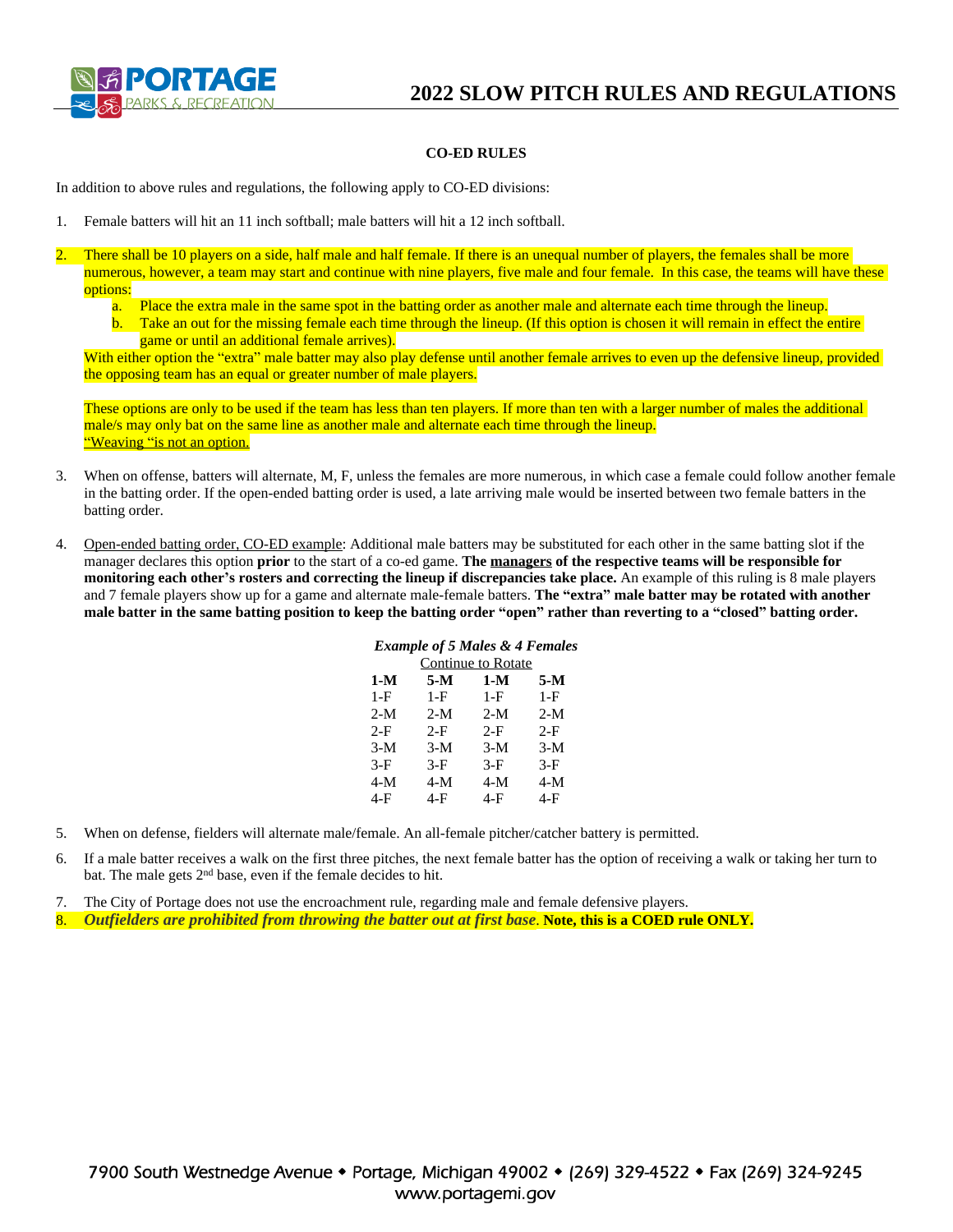# 2022 SLOW PITCH RULES AND REGULATIONS

**CO-ED RULES**

In addition to above rules and regulations, the following apply to CO-ED divisions:

1. Female batters will hit an 11 inch softball; male batters will hit a 12 inch softball.

2. There shall be 10 players on a side, half male and half female. If there is an unequal number of players, the females shall be more numerous, however, a team may start and continue with nine players, five male and four female. In this case, the teams will have these options:
   a. Place the extra male in the same spot in the batting order as another male and alternate each time through the lineup.
   b. Take an out for the missing female each time through the lineup. (If this option is chosen it will remain in effect the entire game or until an additional female arrives).

   With either option the "extra" male batter may also play defense until another female arrives to even up the defensive lineup, provided the opposing team has an equal or greater number of male players.

   These options are only to be used if the team has less than ten players. If more than ten with a larger number of males the additional male/s may only bat on the same line as another male and alternate each time through the lineup.
   "Weaving "is not an option.

3. When on offense, batters will alternate, M, F, unless the females are more numerous, in which case a female could follow another female in the batting order. If the open-ended batting order is used, a late arriving male would be inserted between two female batters in the batting order.

4. Open-ended batting order, CO-ED example: Additional male batters may be substituted for each other in the same batting slot if the manager declares this option **prior** to the start of a co-ed game. **The managers of the respective teams will be responsible for monitoring each other's rosters and correcting the lineup if discrepancies take place.** An example of this ruling is 8 male players and 7 female players show up for a game and alternate male-female batters. **The "extra" male batter may be rotated with another male batter in the same batting position to keep the batting order "open" rather than reverting to a "closed" batting order.**

***Example of 5 Males & 4 Females***

Continue to Rotate

| **1-M** | **5-M** | **1-M** | **5-M** |
|---|---|---|---|
| 1-F | 1-F | 1-F | 1-F |
| 2-M | 2-M | 2-M | 2-M |
| 2-F | 2-F | 2-F | 2-F |
| 3-M | 3-M | 3-M | 3-M |
| 3-F | 3-F | 3-F | 3-F |
| 4-M | 4-M | 4-M | 4-M |
| 4-F | 4-F | 4-F | 4-F |

5. When on defense, fielders will alternate male/female. An all-female pitcher/catcher battery is permitted.

6. If a male batter receives a walk on the first three pitches, the next female batter has the option of receiving a walk or taking her turn to bat. The male gets 2nd base, even if the female decides to hit.

7. The City of Portage does not use the encroachment rule, regarding male and female defensive players.

8. ***Outfielders are prohibited from throwing the batter out at first base***. **Note, this is a COED rule ONLY.**